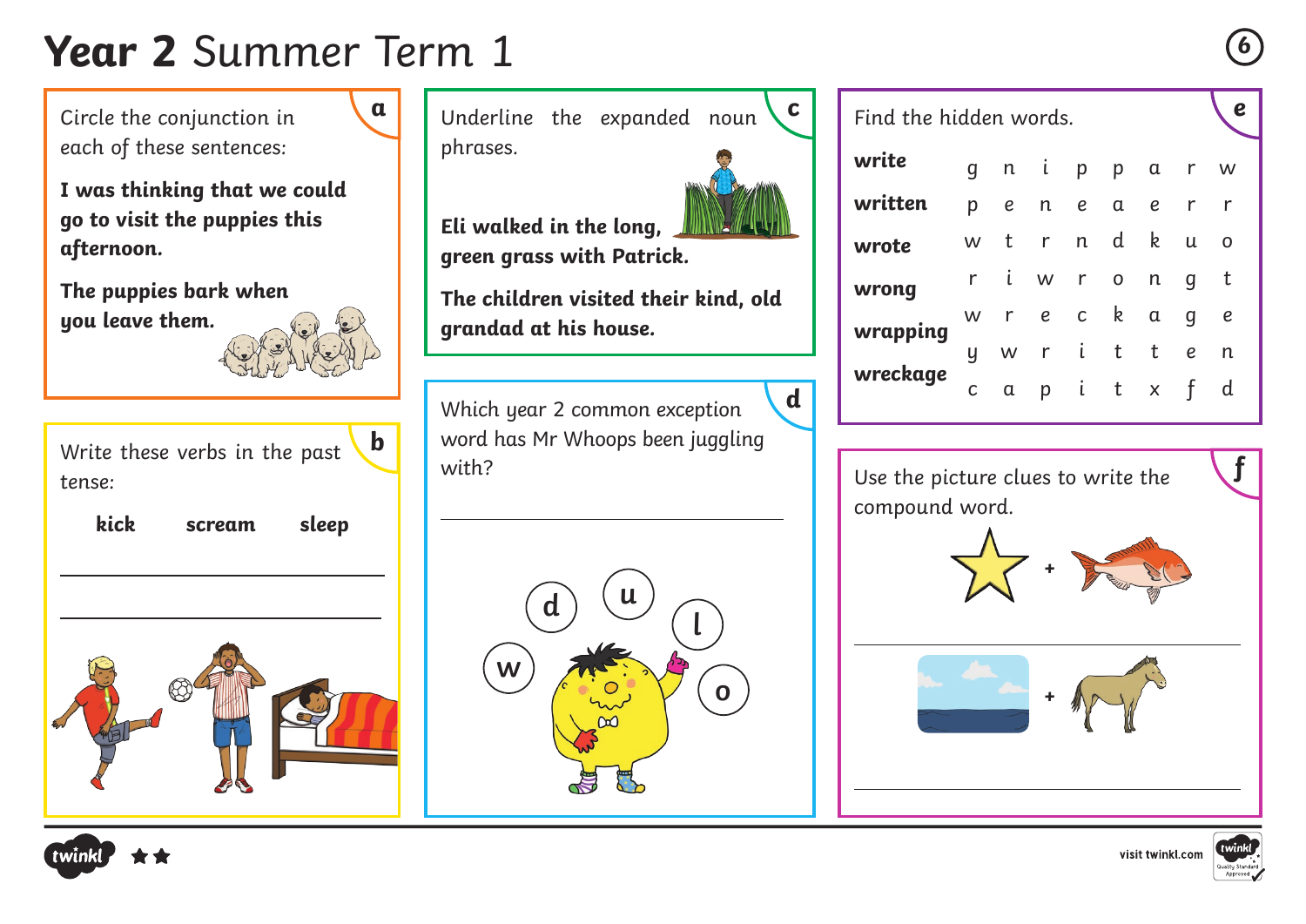# **Year 2** Summer Term 1

## a

Circle the conjunction in each of these sentences:

**I was thinking that we could go to visit the puppies this afternoon.**

**The puppies bark when you leave them.**

## b

Write these verbs in the past tense:

**kick** **scream** **sleep**

______________________________

______________________________

## c

Underline the expanded noun phrases.

**Eli walked in the long, green grass with Patrick.**

**The children visited their kind, old grandad at his house.**

## d

Which year 2 common exception word has Mr Whoops been juggling with?

______________________________

d u l w o

## e

Find the hidden words.

**write**
**written**
**wrote**
**wrong**
**wrapping**
**wreckage**

| | | | | | | | |
|---|---|---|---|---|---|---|---|
| g | n | i | p | p | a | r | w |
| p | e | n | e | a | e | r | r |
| w | t | r | n | d | k | u | o |
| r | i | w | r | o | n | g | t |
| w | r | e | c | k | a | g | e |
| y | w | r | i | t | t | e | n |
| c | a | p | i | t | x | f | d |

## f

Use the picture clues to write the compound word.

\+

______________________________

\+

______________________________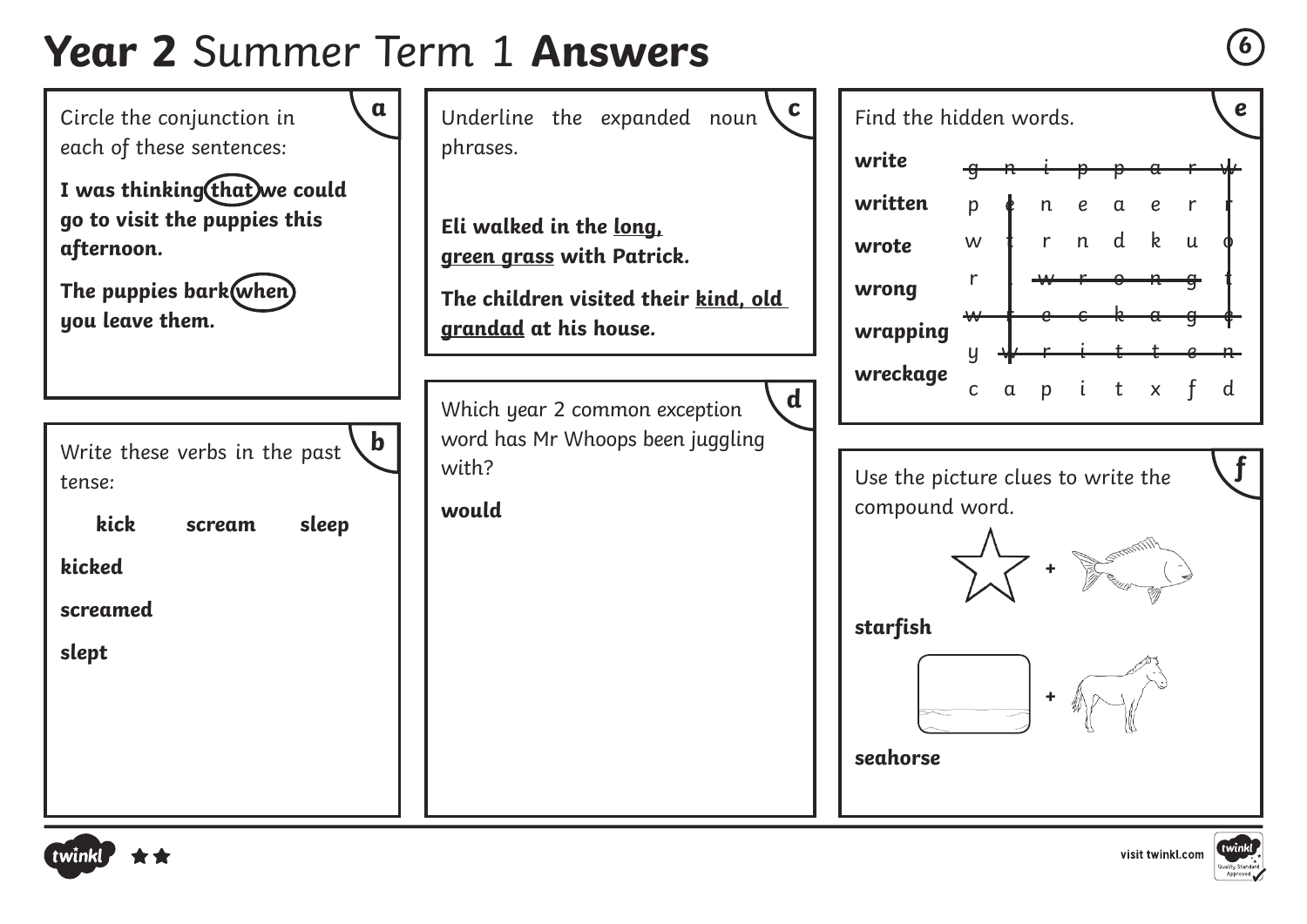# **Year 2** Summer Term 1 **Answers**

## a

Circle the conjunction in each of these sentences:

**I was thinking (that) we could go to visit the puppies this afternoon.**

**The puppies bark (when) you leave them.**

## b

Write these verbs in the past tense:

**kick** **scream** **sleep**

**kicked**

**screamed**

**slept**

## c

Underline the expanded noun phrases.

**Eli walked in the long, green grass with Patrick.**

**The children visited their kind, old grandad at his house.**

## d

Which year 2 common exception word has Mr Whoops been juggling with?

**would**

## e

Find the hidden words.

**write**
**written**
**wrote**
**wrong**
**wrapping**
**wreckage**

| | | | | | | | |
|---|---|---|---|---|---|---|---|
| g | n | i | p | p | a | r | w |
| p | e | n | e | a | e | r | r |
| w | t | r | n | d | k | u | o |
| r | t | w | r | o | n | g | t |
| w | r | e | c | k | a | g | e |
| y | w | r | i | t | t | e | n |
| c | a | p | i | t | x | f | d |

## f

Use the picture clues to write the compound word.

+

**starfish**

+

**seahorse**